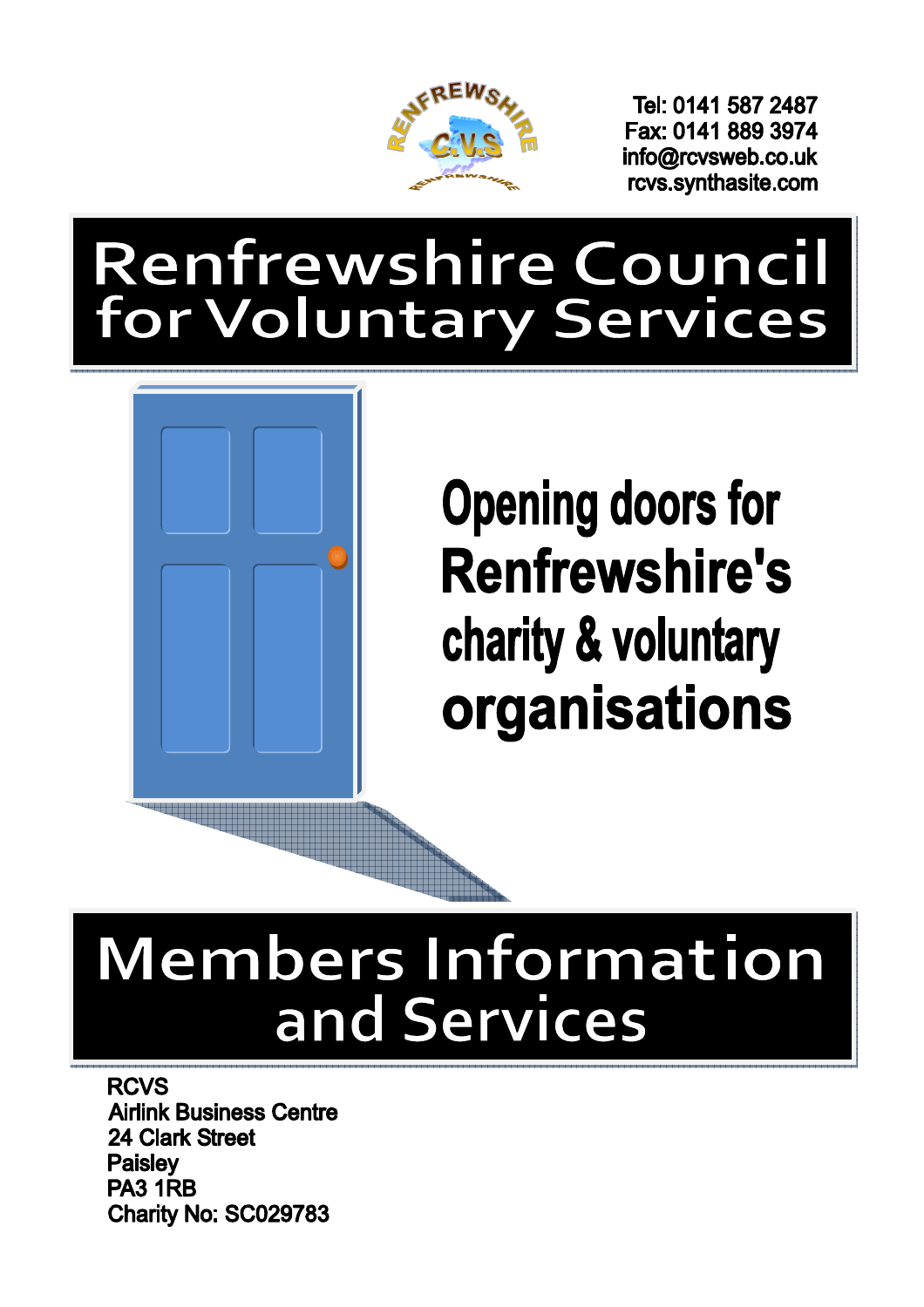Tel: 0141 587 2487
Fax: 0141 889 3974
info@rcvsweb.co.uk
rcvs.synthasite.com

# Renfrewshire Council for Voluntary Services

**Opening doors for Renfrewshire's charity & voluntary organisations**

# Members Information and Services

**RCVS**
**Airlink Business Centre**
**24 Clark Street**
**Paisley**
**PA3 1RB**
**Charity No: SC029783**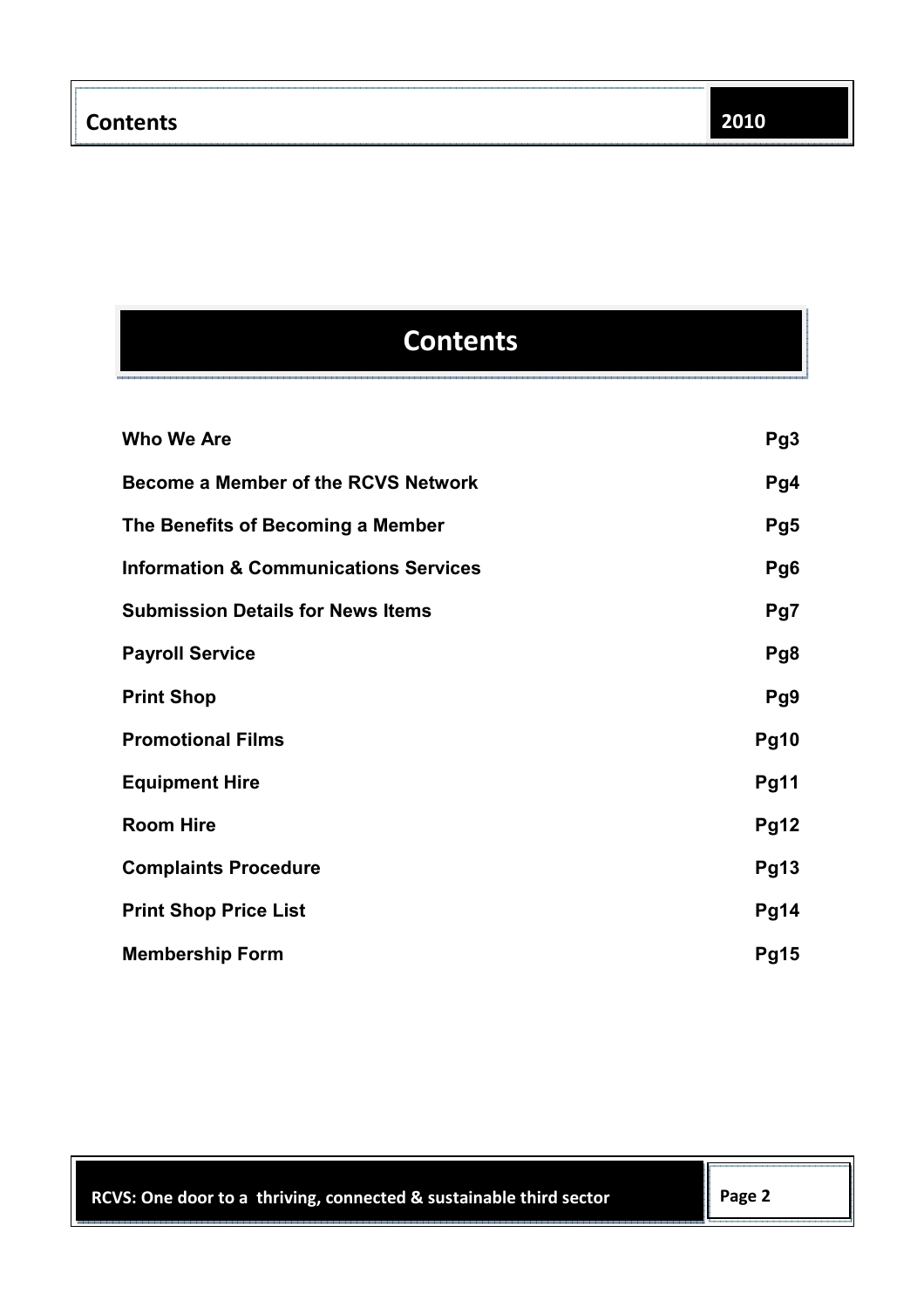# Contents

| | |
|---|---|
| **Who We Are** | **Pg3** |
| **Become a Member of the RCVS Network** | **Pg4** |
| **The Benefits of Becoming a Member** | **Pg5** |
| **Information & Communications Services** | **Pg6** |
| **Submission Details for News Items** | **Pg7** |
| **Payroll Service** | **Pg8** |
| **Print Shop** | **Pg9** |
| **Promotional Films** | **Pg10** |
| **Equipment Hire** | **Pg11** |
| **Room Hire** | **Pg12** |
| **Complaints Procedure** | **Pg13** |
| **Print Shop Price List** | **Pg14** |
| **Membership Form** | **Pg15** |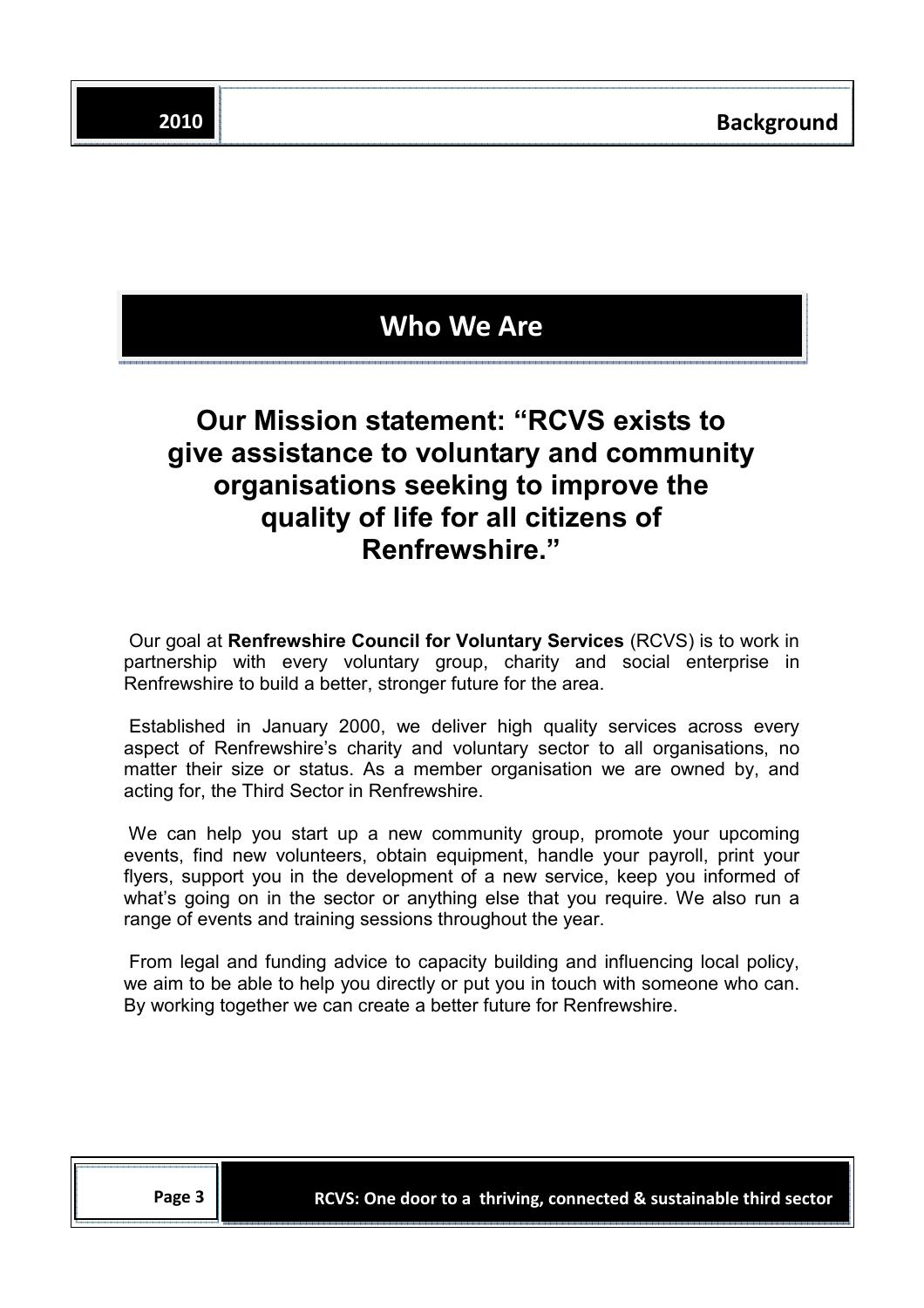## Who We Are

### Our Mission statement: "RCVS exists to give assistance to voluntary and community organisations seeking to improve the quality of life for all citizens of Renfrewshire."

Our goal at **Renfrewshire Council for Voluntary Services** (RCVS) is to work in partnership with every voluntary group, charity and social enterprise in Renfrewshire to build a better, stronger future for the area.

Established in January 2000, we deliver high quality services across every aspect of Renfrewshire's charity and voluntary sector to all organisations, no matter their size or status. As a member organisation we are owned by, and acting for, the Third Sector in Renfrewshire.

We can help you start up a new community group, promote your upcoming events, find new volunteers, obtain equipment, handle your payroll, print your flyers, support you in the development of a new service, keep you informed of what's going on in the sector or anything else that you require. We also run a range of events and training sessions throughout the year.

From legal and funding advice to capacity building and influencing local policy, we aim to be able to help you directly or put you in touch with someone who can. By working together we can create a better future for Renfrewshire.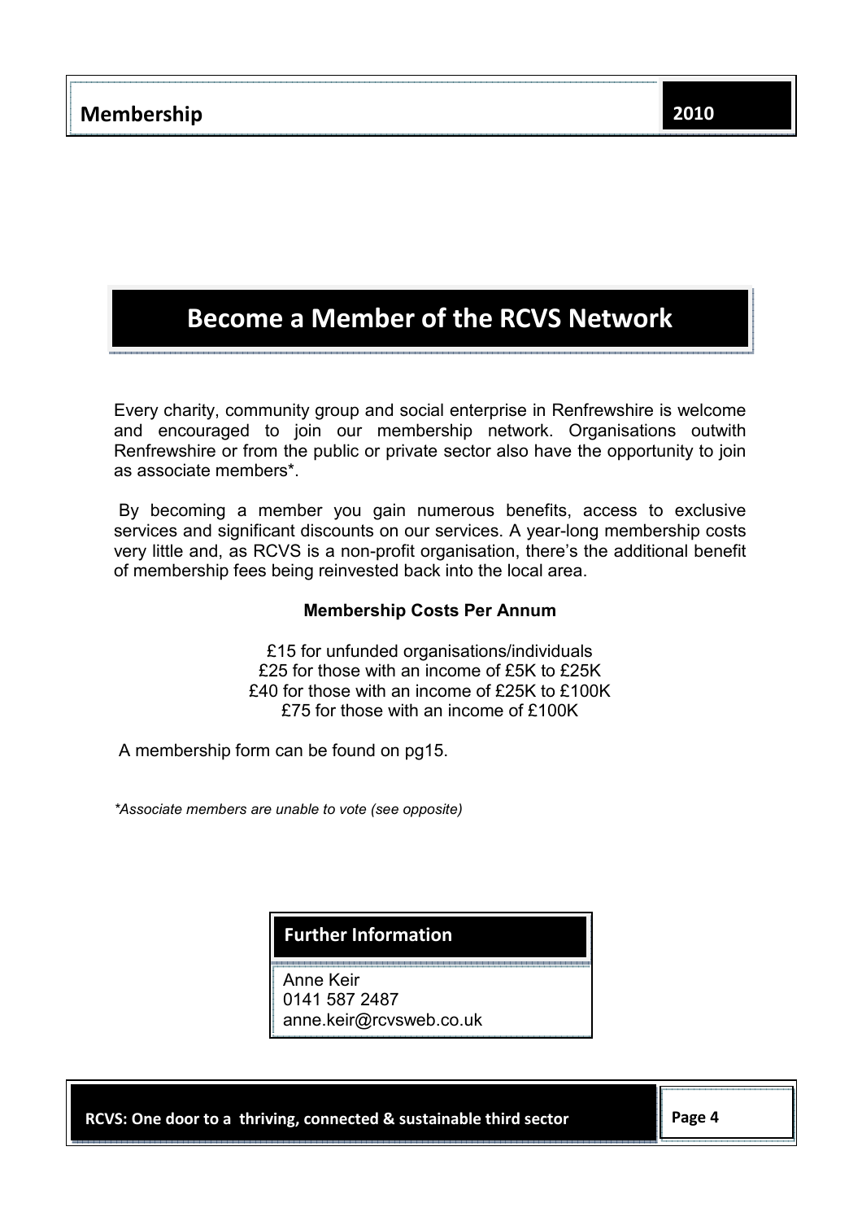# Become a Member of the RCVS Network

Every charity, community group and social enterprise in Renfrewshire is welcome and encouraged to join our membership network. Organisations outwith Renfrewshire or from the public or private sector also have the opportunity to join as associate members*.

By becoming a member you gain numerous benefits, access to exclusive services and significant discounts on our services. A year-long membership costs very little and, as RCVS is a non-profit organisation, there's the additional benefit of membership fees being reinvested back into the local area.

**Membership Costs Per Annum**

£15 for unfunded organisations/individuals
£25 for those with an income of £5K to £25K
£40 for those with an income of £25K to £100K
£75 for those with an income of £100K

A membership form can be found on pg15.

*\*Associate members are unable to vote (see opposite)*

## Further Information

Anne Keir
0141 587 2487
anne.keir@rcvsweb.co.uk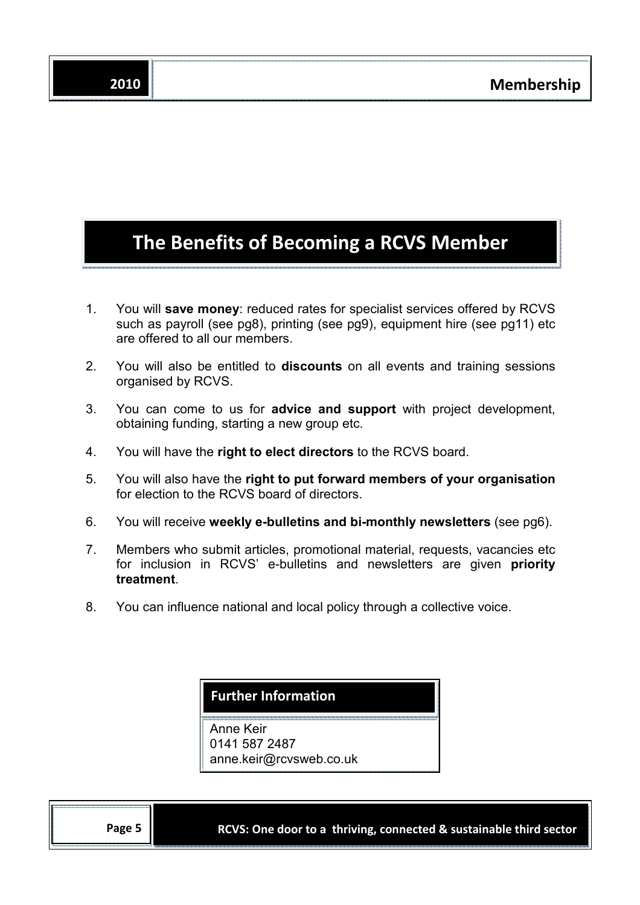# The Benefits of Becoming a RCVS Member

1. You will **save money**: reduced rates for specialist services offered by RCVS such as payroll (see pg8), printing (see pg9), equipment hire (see pg11) etc are offered to all our members.

2. You will also be entitled to **discounts** on all events and training sessions organised by RCVS.

3. You can come to us for **advice and support** with project development, obtaining funding, starting a new group etc.

4. You will have the **right to elect directors** to the RCVS board.

5. You will also have the **right to put forward members of your organisation** for election to the RCVS board of directors.

6. You will receive **weekly e-bulletins and bi-monthly newsletters** (see pg6).

7. Members who submit articles, promotional material, requests, vacancies etc for inclusion in RCVS' e-bulletins and newsletters are given **priority treatment**.

8. You can influence national and local policy through a collective voice.

## Further Information

Anne Keir
0141 587 2487
anne.keir@rcvsweb.co.uk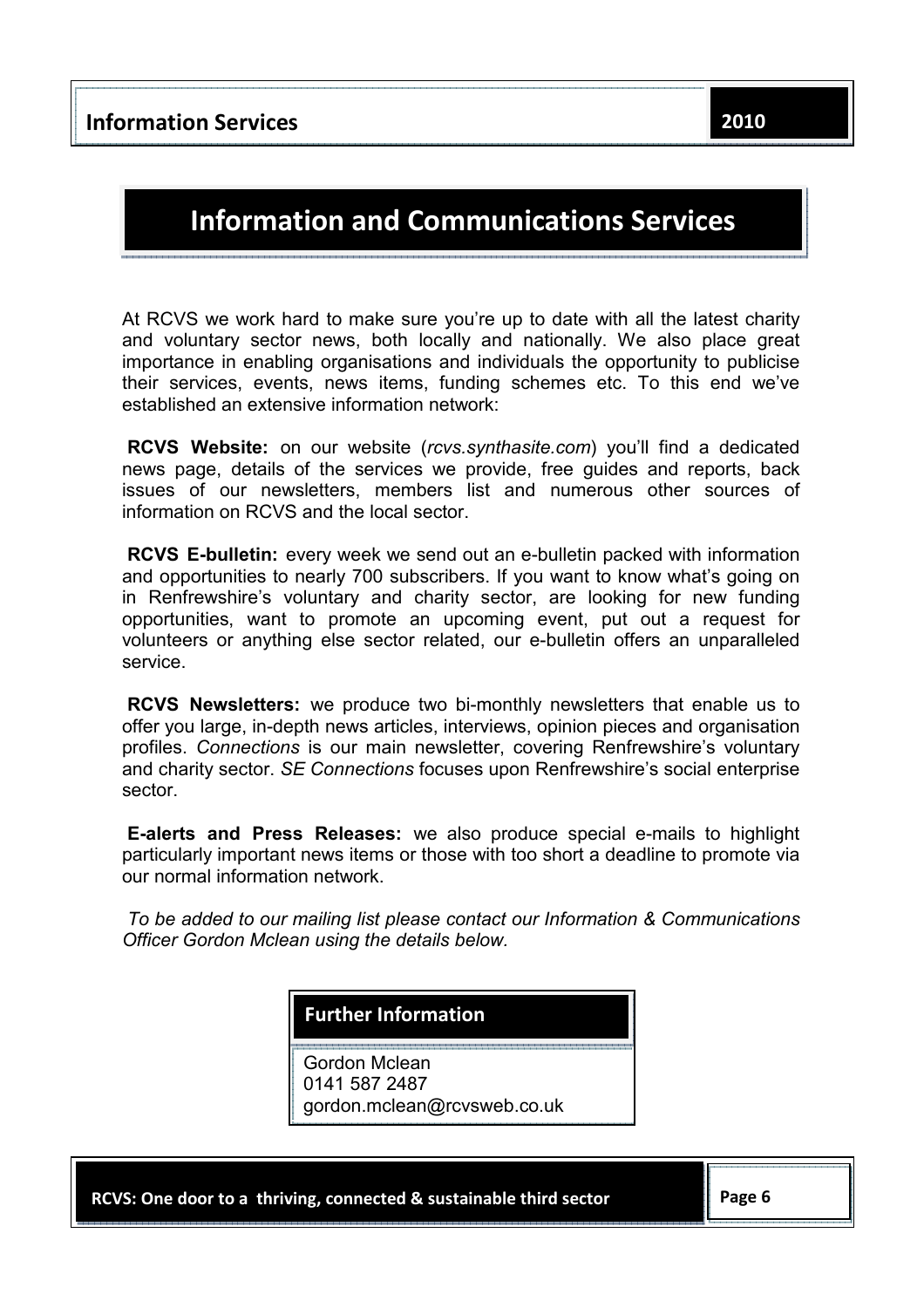# Information and Communications Services

At RCVS we work hard to make sure you're up to date with all the latest charity and voluntary sector news, both locally and nationally. We also place great importance in enabling organisations and individuals the opportunity to publicise their services, events, news items, funding schemes etc. To this end we've established an extensive information network:

**RCVS Website:** on our website (*rcvs.synthasite.com*) you'll find a dedicated news page, details of the services we provide, free guides and reports, back issues of our newsletters, members list and numerous other sources of information on RCVS and the local sector.

**RCVS E-bulletin:** every week we send out an e-bulletin packed with information and opportunities to nearly 700 subscribers. If you want to know what's going on in Renfrewshire's voluntary and charity sector, are looking for new funding opportunities, want to promote an upcoming event, put out a request for volunteers or anything else sector related, our e-bulletin offers an unparalleled service.

**RCVS Newsletters:** we produce two bi-monthly newsletters that enable us to offer you large, in-depth news articles, interviews, opinion pieces and organisation profiles. *Connections* is our main newsletter, covering Renfrewshire's voluntary and charity sector. *SE Connections* focuses upon Renfrewshire's social enterprise sector.

**E-alerts and Press Releases:** we also produce special e-mails to highlight particularly important news items or those with too short a deadline to promote via our normal information network.

*To be added to our mailing list please contact our Information & Communications Officer Gordon Mclean using the details below.*

## Further Information

Gordon Mclean
0141 587 2487
gordon.mclean@rcvsweb.co.uk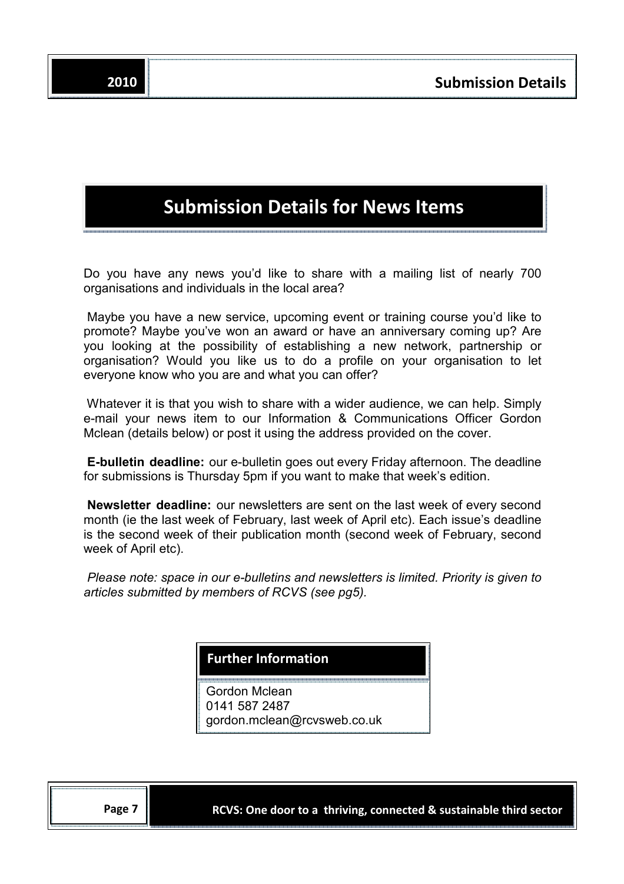# Submission Details for News Items

Do you have any news you'd like to share with a mailing list of nearly 700 organisations and individuals in the local area?

Maybe you have a new service, upcoming event or training course you'd like to promote? Maybe you've won an award or have an anniversary coming up? Are you looking at the possibility of establishing a new network, partnership or organisation? Would you like us to do a profile on your organisation to let everyone know who you are and what you can offer?

Whatever it is that you wish to share with a wider audience, we can help. Simply e-mail your news item to our Information & Communications Officer Gordon Mclean (details below) or post it using the address provided on the cover.

**E-bulletin deadline:** our e-bulletin goes out every Friday afternoon. The deadline for submissions is Thursday 5pm if you want to make that week's edition.

**Newsletter deadline:** our newsletters are sent on the last week of every second month (ie the last week of February, last week of April etc). Each issue's deadline is the second week of their publication month (second week of February, second week of April etc).

*Please note: space in our e-bulletins and newsletters is limited. Priority is given to articles submitted by members of RCVS (see pg5).*

### Further Information

Gordon Mclean
0141 587 2487
gordon.mclean@rcvsweb.co.uk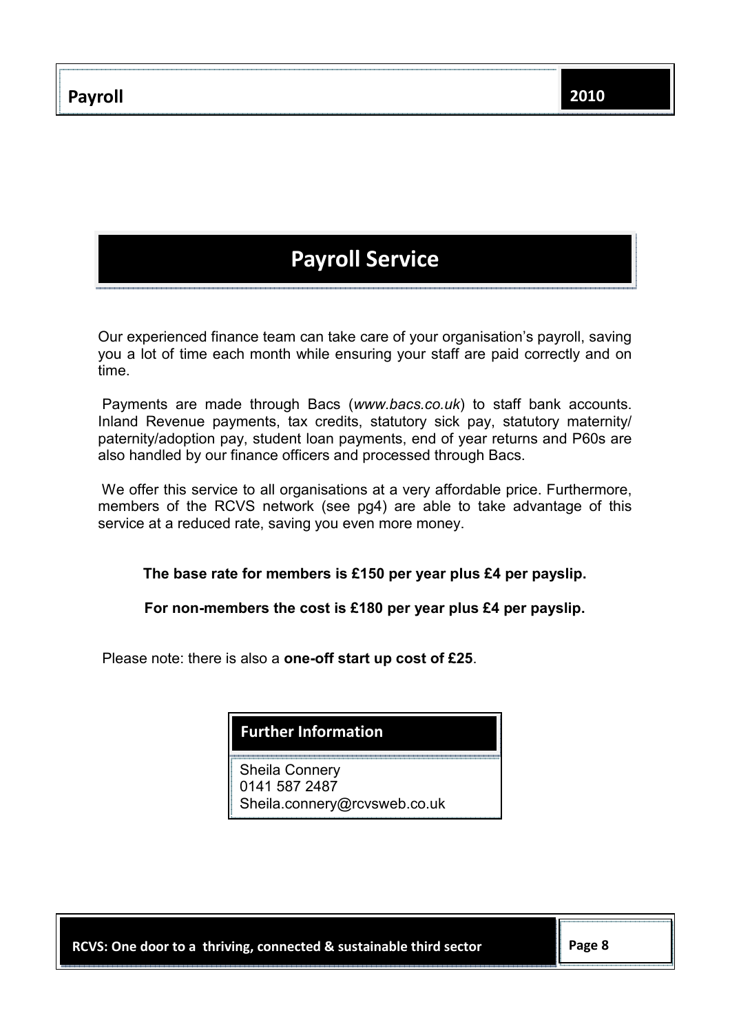# Payroll Service

Our experienced finance team can take care of your organisation's payroll, saving you a lot of time each month while ensuring your staff are paid correctly and on time.

Payments are made through Bacs (*www.bacs.co.uk*) to staff bank accounts. Inland Revenue payments, tax credits, statutory sick pay, statutory maternity/ paternity/adoption pay, student loan payments, end of year returns and P60s are also handled by our finance officers and processed through Bacs.

We offer this service to all organisations at a very affordable price. Furthermore, members of the RCVS network (see pg4) are able to take advantage of this service at a reduced rate, saving you even more money.

**The base rate for members is £150 per year plus £4 per payslip.**

**For non-members the cost is £180 per year plus £4 per payslip.**

Please note: there is also a **one-off start up cost of £25**.

## Further Information

Sheila Connery
0141 587 2487
Sheila.connery@rcvsweb.co.uk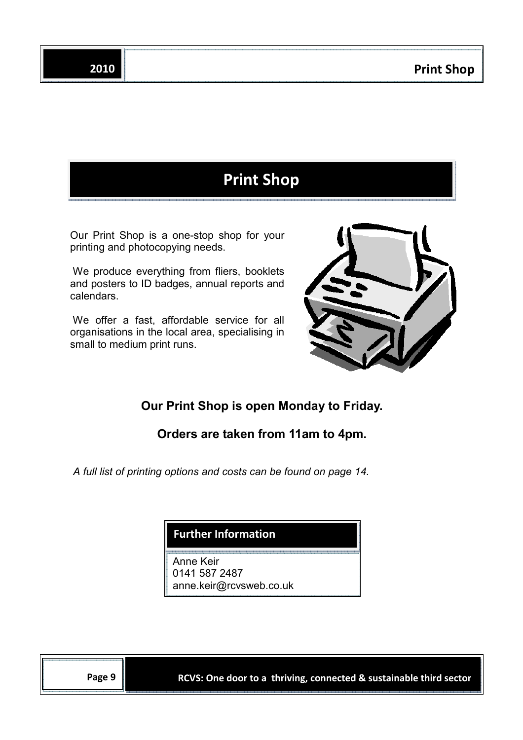# Print Shop

Our Print Shop is a one-stop shop for your printing and photocopying needs.

We produce everything from fliers, booklets and posters to ID badges, annual reports and calendars.

We offer a fast, affordable service for all organisations in the local area, specialising in small to medium print runs.

**Our Print Shop is open Monday to Friday.**

**Orders are taken from 11am to 4pm.**

*A full list of printing options and costs can be found on page 14.*

**Further Information**

Anne Keir
0141 587 2487
anne.keir@rcvsweb.co.uk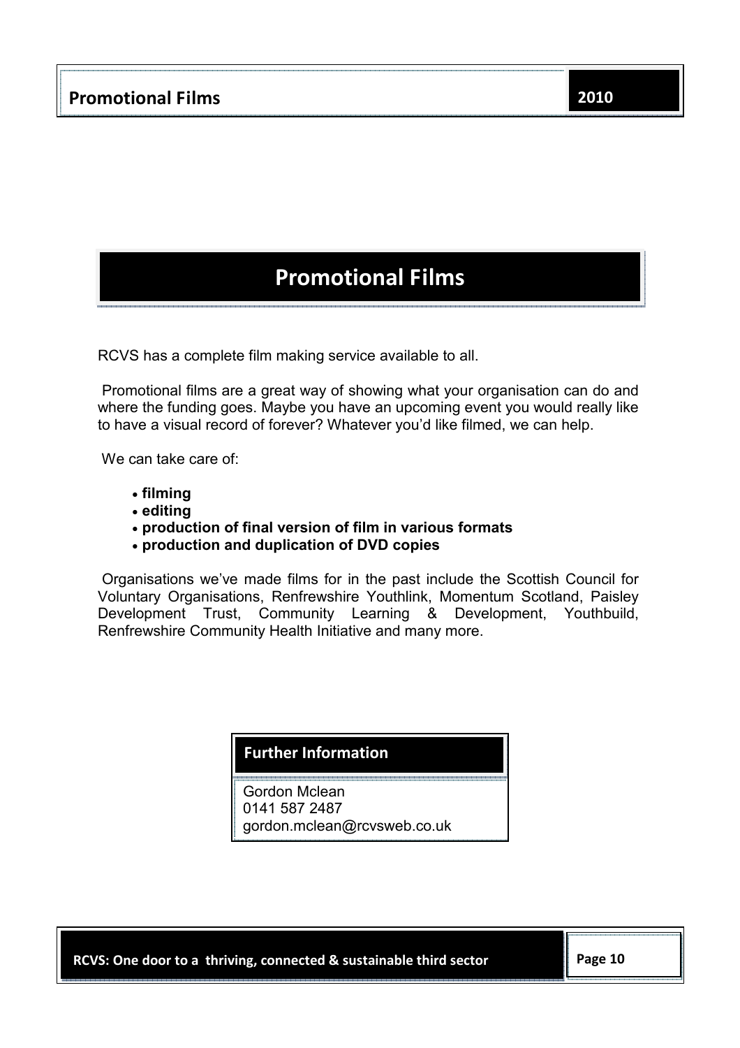# Promotional Films

RCVS has a complete film making service available to all.

Promotional films are a great way of showing what your organisation can do and where the funding goes. Maybe you have an upcoming event you would really like to have a visual record of forever? Whatever you'd like filmed, we can help.

We can take care of:

- **filming**
- **editing**
- **production of final version of film in various formats**
- **production and duplication of DVD copies**

Organisations we've made films for in the past include the Scottish Council for Voluntary Organisations, Renfrewshire Youthlink, Momentum Scotland, Paisley Development Trust, Community Learning & Development, Youthbuild, Renfrewshire Community Health Initiative and many more.

### Further Information

Gordon Mclean
0141 587 2487
gordon.mclean@rcvsweb.co.uk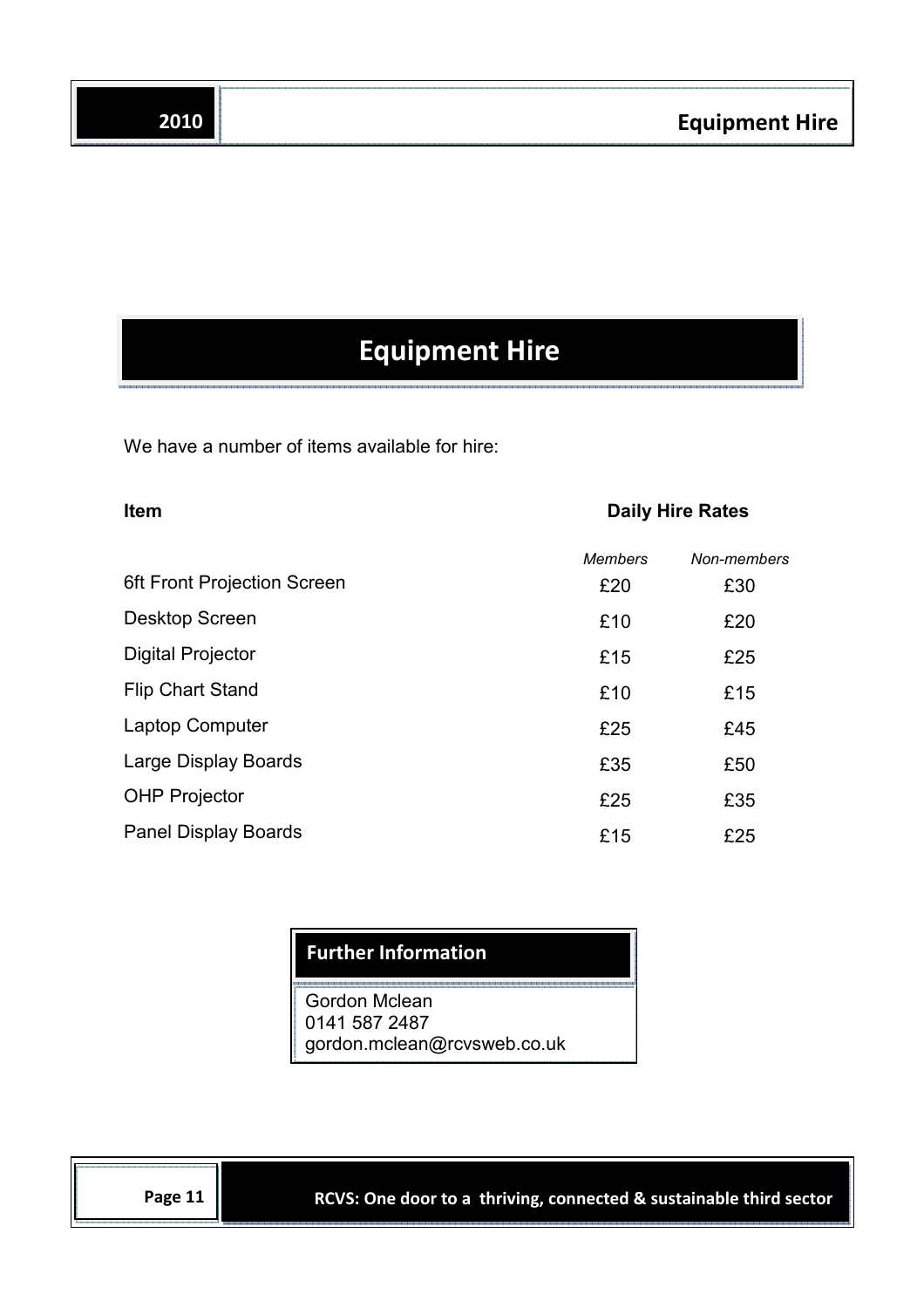# Equipment Hire

We have a number of items available for hire:

| Item | Daily Hire Rates | |
|---|---|---|
| | *Members* | *Non-members* |
| 6ft Front Projection Screen | £20 | £30 |
| Desktop Screen | £10 | £20 |
| Digital Projector | £15 | £25 |
| Flip Chart Stand | £10 | £15 |
| Laptop Computer | £25 | £45 |
| Large Display Boards | £35 | £50 |
| OHP Projector | £25 | £35 |
| Panel Display Boards | £15 | £25 |

**Further Information**

Gordon Mclean
0141 587 2487
gordon.mclean@rcvsweb.co.uk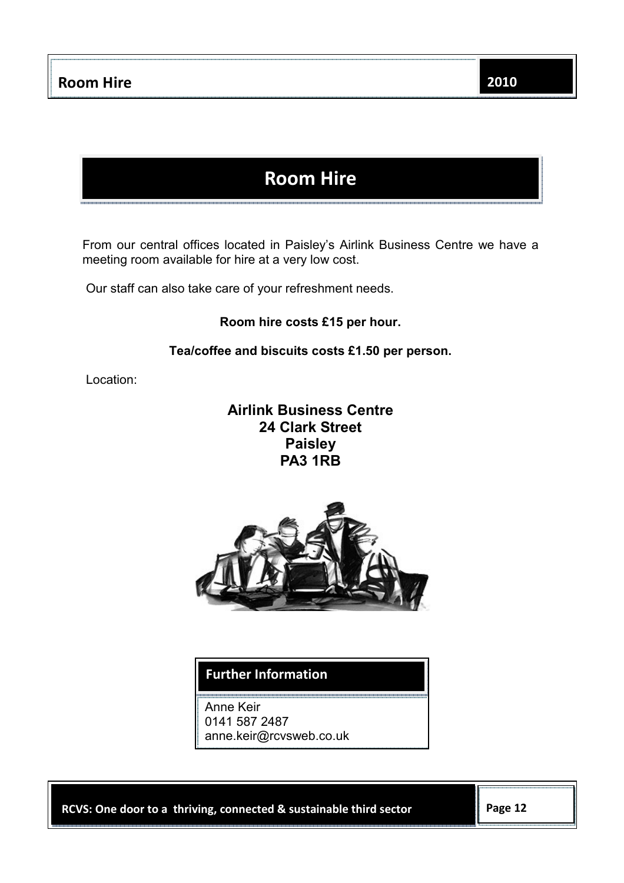# Room Hire

From our central offices located in Paisley's Airlink Business Centre we have a meeting room available for hire at a very low cost.

Our staff can also take care of your refreshment needs.

**Room hire costs £15 per hour.**

**Tea/coffee and biscuits costs £1.50 per person.**

Location:

**Airlink Business Centre**
**24 Clark Street**
**Paisley**
**PA3 1RB**

## Further Information

Anne Keir
0141 587 2487
anne.keir@rcvsweb.co.uk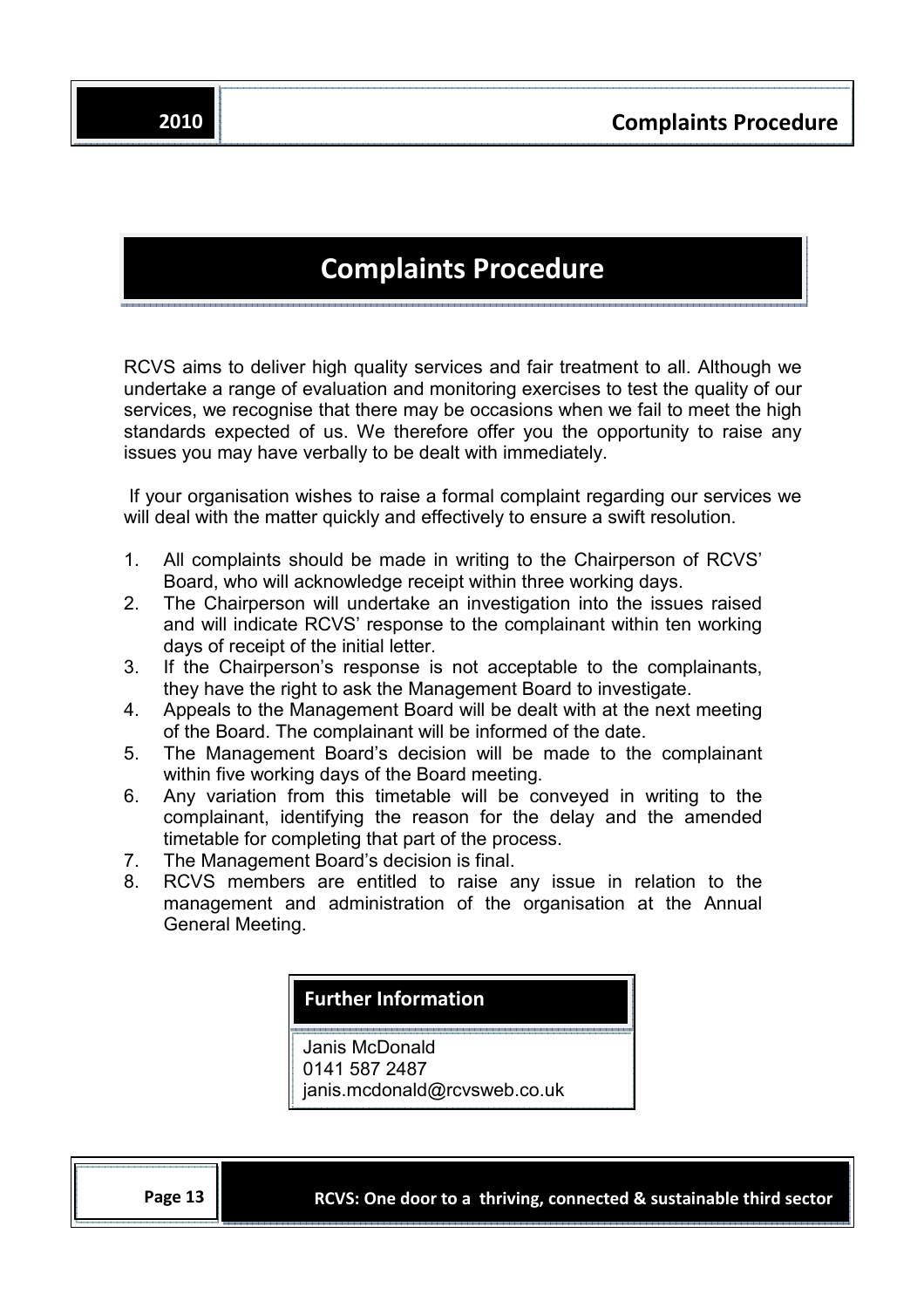# Complaints Procedure

RCVS aims to deliver high quality services and fair treatment to all. Although we undertake a range of evaluation and monitoring exercises to test the quality of our services, we recognise that there may be occasions when we fail to meet the high standards expected of us. We therefore offer you the opportunity to raise any issues you may have verbally to be dealt with immediately.

If your organisation wishes to raise a formal complaint regarding our services we will deal with the matter quickly and effectively to ensure a swift resolution.

1. All complaints should be made in writing to the Chairperson of RCVS' Board, who will acknowledge receipt within three working days.
2. The Chairperson will undertake an investigation into the issues raised and will indicate RCVS' response to the complainant within ten working days of receipt of the initial letter.
3. If the Chairperson's response is not acceptable to the complainants, they have the right to ask the Management Board to investigate.
4. Appeals to the Management Board will be dealt with at the next meeting of the Board. The complainant will be informed of the date.
5. The Management Board's decision will be made to the complainant within five working days of the Board meeting.
6. Any variation from this timetable will be conveyed in writing to the complainant, identifying the reason for the delay and the amended timetable for completing that part of the process.
7. The Management Board's decision is final.
8. RCVS members are entitled to raise any issue in relation to the management and administration of the organisation at the Annual General Meeting.

## Further Information

Janis McDonald
0141 587 2487
janis.mcdonald@rcvsweb.co.uk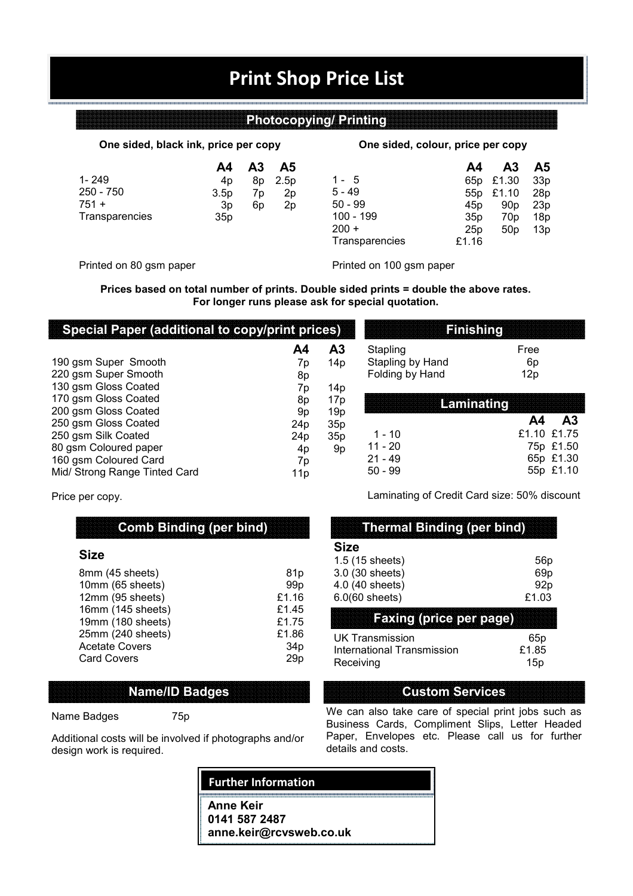# Print Shop Price List

## Photocopying/ Printing

**One sided, black ink, price per copy**

| | A4 | A3 | A5 |
|---|---|---|---|
| 1- 249 | 4p | 8p | 2.5p |
| 250 - 750 | 3.5p | 7p | 2p |
| 751 + | 3p | 6p | 2p |
| Transparencies | 35p | | |

Printed on 80 gsm paper

**One sided, colour, price per copy**

| | A4 | A3 | A5 |
|---|---|---|---|
| 1 - 5 | 65p | £1.30 | 33p |
| 5 - 49 | 55p | £1.10 | 28p |
| 50 - 99 | 45p | 90p | 23p |
| 100 - 199 | 35p | 70p | 18p |
| 200 + | 25p | 50p | 13p |
| Transparencies | £1.16 | | |

Printed on 100 gsm paper

**Prices based on total number of prints. Double sided prints = double the above rates.**
**For longer runs please ask for special quotation.**

## Special Paper (additional to copy/print prices)

| | A4 | A3 |
|---|---|---|
| 190 gsm Super Smooth | 7p | 14p |
| 220 gsm Super Smooth | 8p | |
| 130 gsm Gloss Coated | 7p | 14p |
| 170 gsm Gloss Coated | 8p | 17p |
| 200 gsm Gloss Coated | 9p | 19p |
| 250 gsm Gloss Coated | 24p | 35p |
| 250 gsm Silk Coated | 24p | 35p |
| 80 gsm Coloured paper | 4p | 9p |
| 160 gsm Coloured Card | 7p | |
| Mid/ Strong Range Tinted Card | 11p | |

Price per copy.

## Finishing

| | |
|---|---|
| Stapling | Free |
| Stapling by Hand | 6p |
| Folding by Hand | 12p |

## Laminating

| | A4 | A3 |
|---|---|---|
| 1 - 10 | £1.10 | £1.75 |
| 11 - 20 | 75p | £1.50 |
| 21 - 49 | 65p | £1.30 |
| 50 - 99 | 55p | £1.10 |

Laminating of Credit Card size: 50% discount

## Comb Binding (per bind)

| Size | |
|---|---|
| 8mm (45 sheets) | 81p |
| 10mm (65 sheets) | 99p |
| 12mm (95 sheets) | £1.16 |
| 16mm (145 sheets) | £1.45 |
| 19mm (180 sheets) | £1.75 |
| 25mm (240 sheets) | £1.86 |
| Acetate Covers | 34p |
| Card Covers | 29p |

## Thermal Binding (per bind)

| Size | |
|---|---|
| 1.5 (15 sheets) | 56p |
| 3.0 (30 sheets) | 69p |
| 4.0 (40 sheets) | 92p |
| 6.0(60 sheets) | £1.03 |

## Faxing (price per page)

| | |
|---|---|
| UK Transmission | 65p |
| International Transmission | £1.85 |
| Receiving | 15p |

## Name/ID Badges

Name Badges 75p

Additional costs will be involved if photographs and/or design work is required.

## Custom Services

We can also take care of special print jobs such as Business Cards, Compliment Slips, Letter Headed Paper, Envelopes etc. Please call us for further details and costs.

## Further Information

**Anne Keir**
**0141 587 2487**
**anne.keir@rcvsweb.co.uk**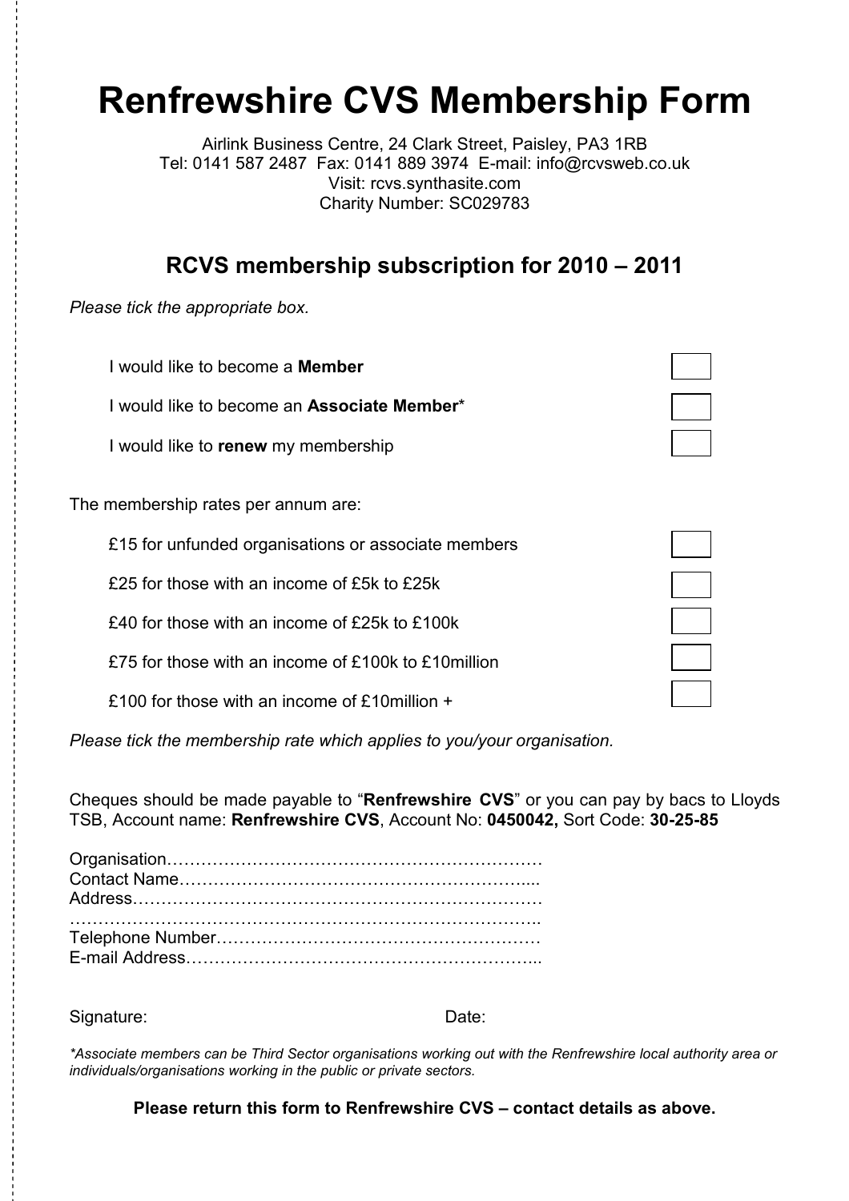# Renfrewshire CVS Membership Form

Airlink Business Centre, 24 Clark Street, Paisley, PA3 1RB
Tel: 0141 587 2487 Fax: 0141 889 3974 E-mail: info@rcvsweb.co.uk
Visit: rcvs.synthasite.com
Charity Number: SC029783

## RCVS membership subscription for 2010 – 2011

*Please tick the appropriate box.*

- I would like to become a **Member** ☐
- I would like to become an **Associate Member*** ☐
- I would like to **renew** my membership ☐

The membership rates per annum are:

- £15 for unfunded organisations or associate members ☐
- £25 for those with an income of £5k to £25k ☐
- £40 for those with an income of £25k to £100k ☐
- £75 for those with an income of £100k to £10million ☐
- £100 for those with an income of £10million + ☐

*Please tick the membership rate which applies to you/your organisation.*

Cheques should be made payable to "**Renfrewshire CVS**" or you can pay by bacs to Lloyds TSB, Account name: **Renfrewshire CVS**, Account No: **0450042,** Sort Code: **30-25-85**

Organisation…………………………………………………………
Contact Name……………………………………………………....
Address………………………………………………………………
……………………………………………………………………..
Telephone Number…………………………………………………
E-mail Address……………………………………………………...

Signature: Date:

*\*Associate members can be Third Sector organisations working out with the Renfrewshire local authority area or individuals/organisations working in the public or private sectors.*

**Please return this form to Renfrewshire CVS – contact details as above.**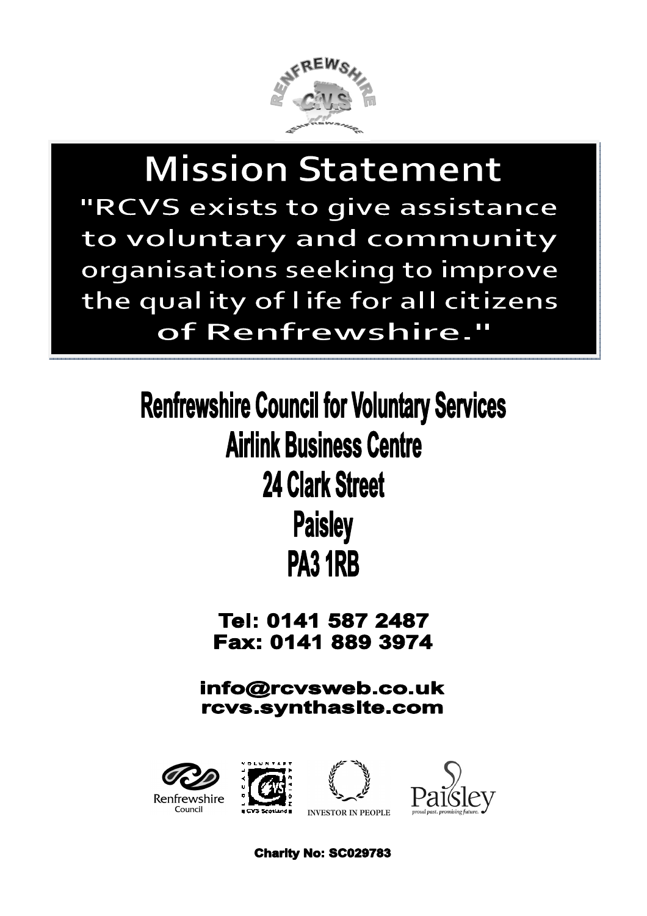# Mission Statement

"RCVS exists to give assistance to voluntary and community organisations seeking to improve the quality of life for all citizens of Renfrewshire."

**Renfrewshire Council for Voluntary Services**
**Airlink Business Centre**
**24 Clark Street**
**Paisley**
**PA3 1RB**

**Tel: 0141 587 2487**
**Fax: 0141 889 3974**

**info@rcvsweb.co.uk**
**rcvs.synthasite.com**

Renfrewshire Council

INVESTOR IN PEOPLE

Paisley
proud past. promising future.

**Charity No: SC029783**